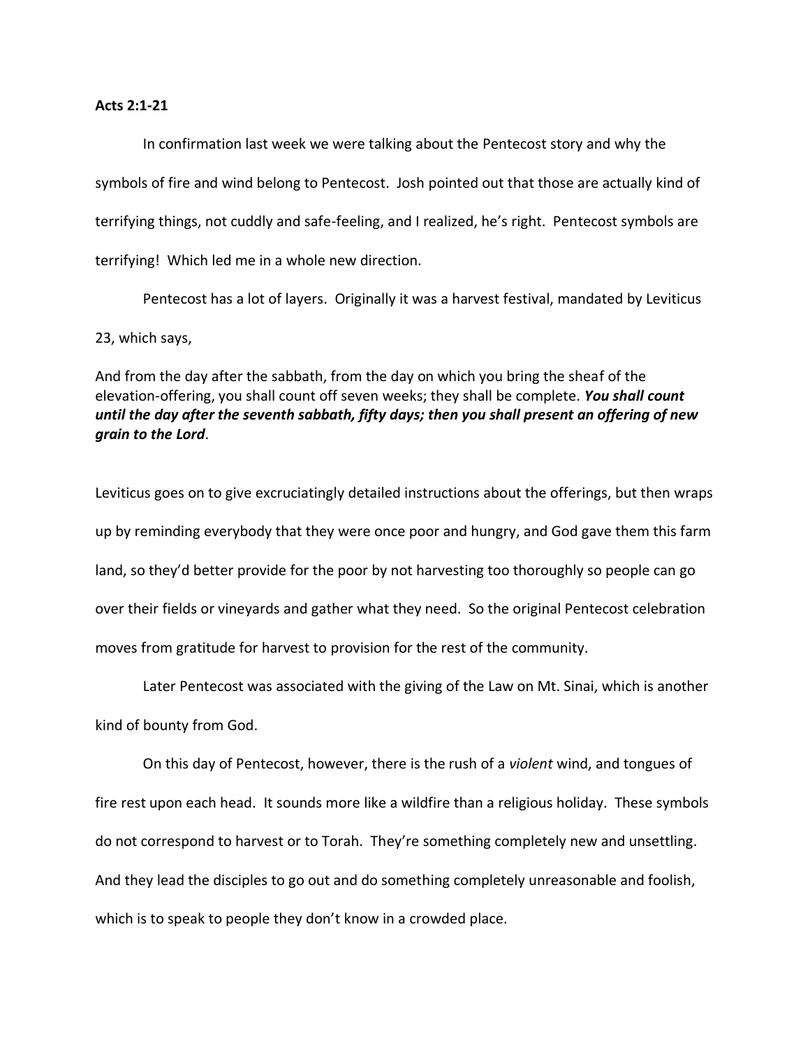**Acts 2:1-21**

In confirmation last week we were talking about the Pentecost story and why the symbols of fire and wind belong to Pentecost. Josh pointed out that those are actually kind of terrifying things, not cuddly and safe-feeling, and I realized, he's right. Pentecost symbols are terrifying! Which led me in a whole new direction.

Pentecost has a lot of layers. Originally it was a harvest festival, mandated by Leviticus 23, which says,

And from the day after the sabbath, from the day on which you bring the sheaf of the elevation-offering, you shall count off seven weeks; they shall be complete. ***You shall count until the day after the seventh sabbath, fifty days; then you shall present an offering of new grain to the Lord***.

Leviticus goes on to give excruciatingly detailed instructions about the offerings, but then wraps up by reminding everybody that they were once poor and hungry, and God gave them this farm land, so they'd better provide for the poor by not harvesting too thoroughly so people can go over their fields or vineyards and gather what they need. So the original Pentecost celebration moves from gratitude for harvest to provision for the rest of the community.

Later Pentecost was associated with the giving of the Law on Mt. Sinai, which is another kind of bounty from God.

On this day of Pentecost, however, there is the rush of a *violent* wind, and tongues of fire rest upon each head. It sounds more like a wildfire than a religious holiday. These symbols do not correspond to harvest or to Torah. They're something completely new and unsettling. And they lead the disciples to go out and do something completely unreasonable and foolish, which is to speak to people they don't know in a crowded place.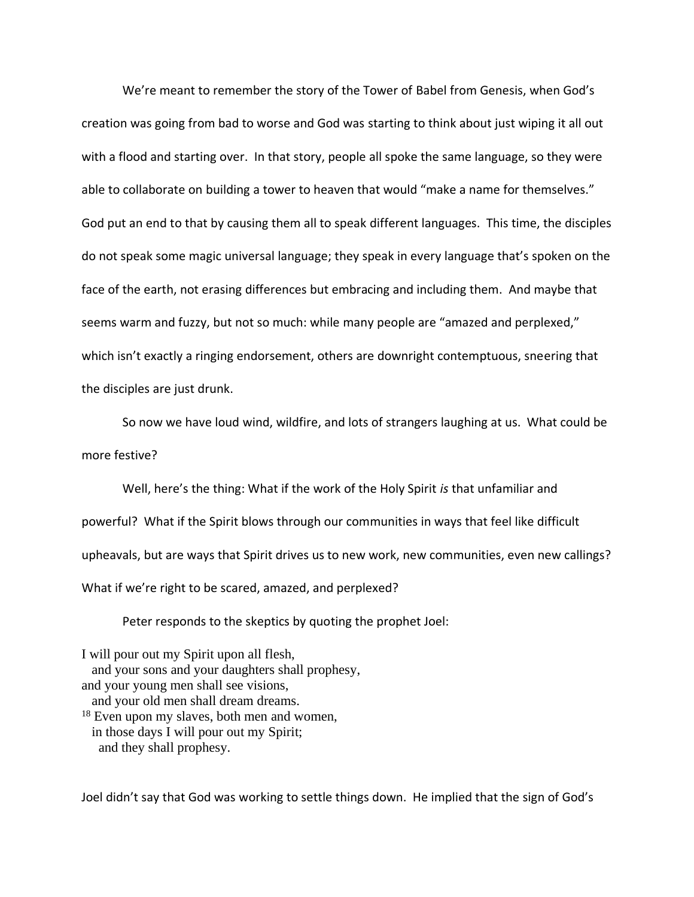We're meant to remember the story of the Tower of Babel from Genesis, when God's creation was going from bad to worse and God was starting to think about just wiping it all out with a flood and starting over. In that story, people all spoke the same language, so they were able to collaborate on building a tower to heaven that would "make a name for themselves." God put an end to that by causing them all to speak different languages. This time, the disciples do not speak some magic universal language; they speak in every language that's spoken on the face of the earth, not erasing differences but embracing and including them. And maybe that seems warm and fuzzy, but not so much: while many people are "amazed and perplexed," which isn't exactly a ringing endorsement, others are downright contemptuous, sneering that the disciples are just drunk.

So now we have loud wind, wildfire, and lots of strangers laughing at us. What could be more festive?

Well, here's the thing: What if the work of the Holy Spirit *is* that unfamiliar and powerful? What if the Spirit blows through our communities in ways that feel like difficult upheavals, but are ways that Spirit drives us to new work, new communities, even new callings? What if we're right to be scared, amazed, and perplexed?

Peter responds to the skeptics by quoting the prophet Joel:

I will pour out my Spirit upon all flesh,
  and your sons and your daughters shall prophesy,
and your young men shall see visions,
  and your old men shall dream dreams.
[18] Even upon my slaves, both men and women,
  in those days I will pour out my Spirit;
    and they shall prophesy.

Joel didn't say that God was working to settle things down. He implied that the sign of God's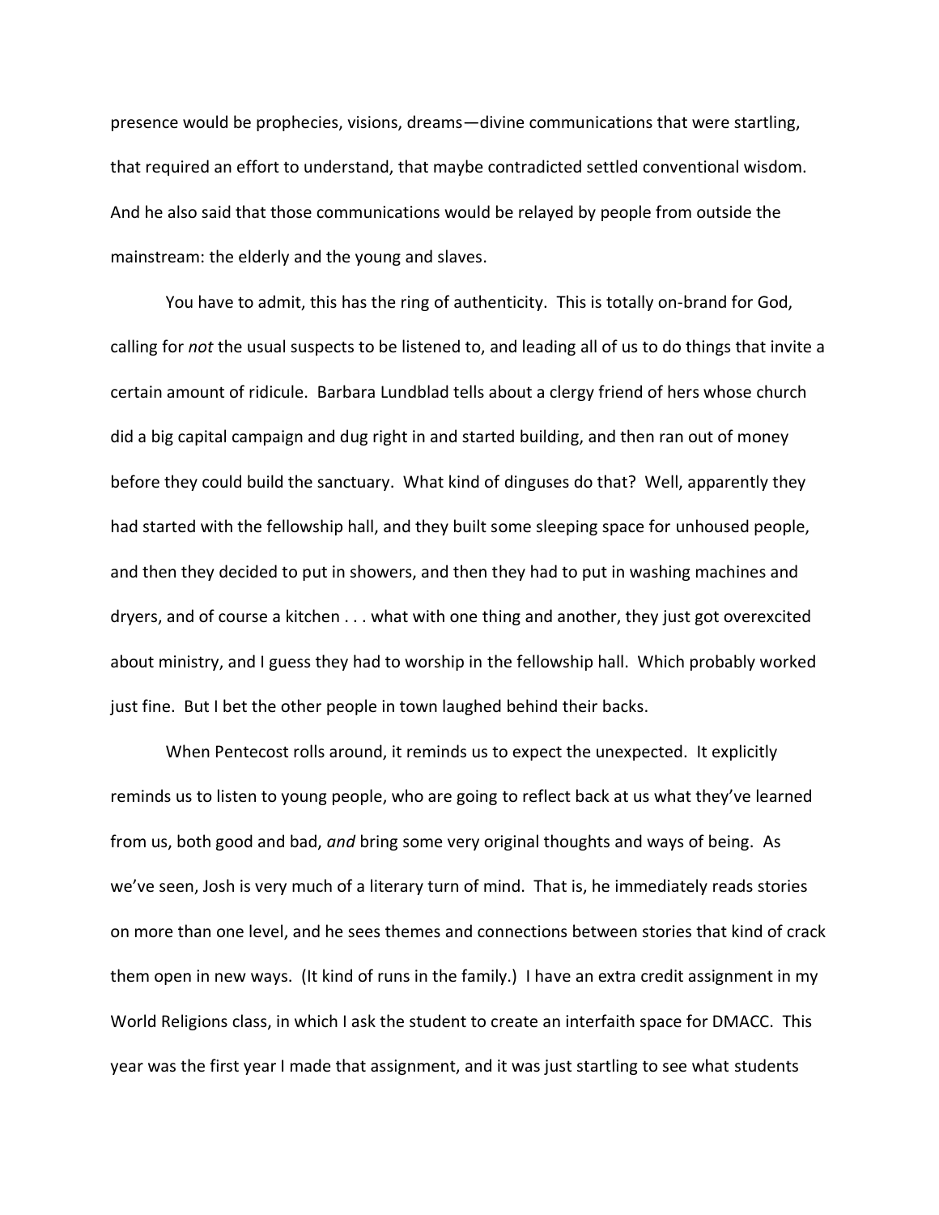presence would be prophecies, visions, dreams—divine communications that were startling, that required an effort to understand, that maybe contradicted settled conventional wisdom. And he also said that those communications would be relayed by people from outside the mainstream: the elderly and the young and slaves.

You have to admit, this has the ring of authenticity. This is totally on-brand for God, calling for *not* the usual suspects to be listened to, and leading all of us to do things that invite a certain amount of ridicule. Barbara Lundblad tells about a clergy friend of hers whose church did a big capital campaign and dug right in and started building, and then ran out of money before they could build the sanctuary. What kind of dinguses do that? Well, apparently they had started with the fellowship hall, and they built some sleeping space for unhoused people, and then they decided to put in showers, and then they had to put in washing machines and dryers, and of course a kitchen . . . what with one thing and another, they just got overexcited about ministry, and I guess they had to worship in the fellowship hall. Which probably worked just fine. But I bet the other people in town laughed behind their backs.

When Pentecost rolls around, it reminds us to expect the unexpected. It explicitly reminds us to listen to young people, who are going to reflect back at us what they've learned from us, both good and bad, *and* bring some very original thoughts and ways of being. As we've seen, Josh is very much of a literary turn of mind. That is, he immediately reads stories on more than one level, and he sees themes and connections between stories that kind of crack them open in new ways. (It kind of runs in the family.) I have an extra credit assignment in my World Religions class, in which I ask the student to create an interfaith space for DMACC. This year was the first year I made that assignment, and it was just startling to see what students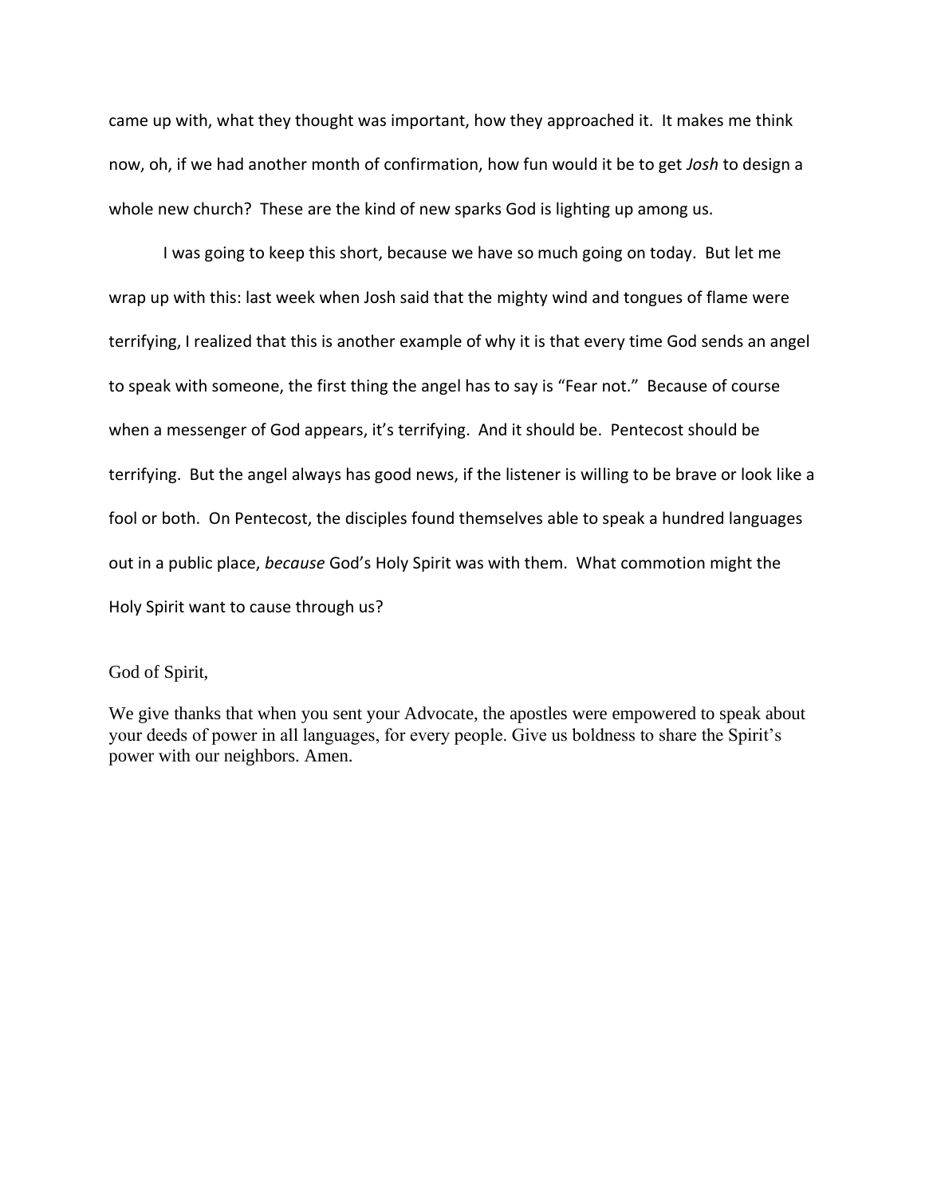came up with, what they thought was important, how they approached it. It makes me think now, oh, if we had another month of confirmation, how fun would it be to get *Josh* to design a whole new church? These are the kind of new sparks God is lighting up among us.

I was going to keep this short, because we have so much going on today. But let me wrap up with this: last week when Josh said that the mighty wind and tongues of flame were terrifying, I realized that this is another example of why it is that every time God sends an angel to speak with someone, the first thing the angel has to say is "Fear not." Because of course when a messenger of God appears, it's terrifying. And it should be. Pentecost should be terrifying. But the angel always has good news, if the listener is willing to be brave or look like a fool or both. On Pentecost, the disciples found themselves able to speak a hundred languages out in a public place, *because* God's Holy Spirit was with them. What commotion might the Holy Spirit want to cause through us?

God of Spirit,

We give thanks that when you sent your Advocate, the apostles were empowered to speak about your deeds of power in all languages, for every people. Give us boldness to share the Spirit's power with our neighbors. Amen.